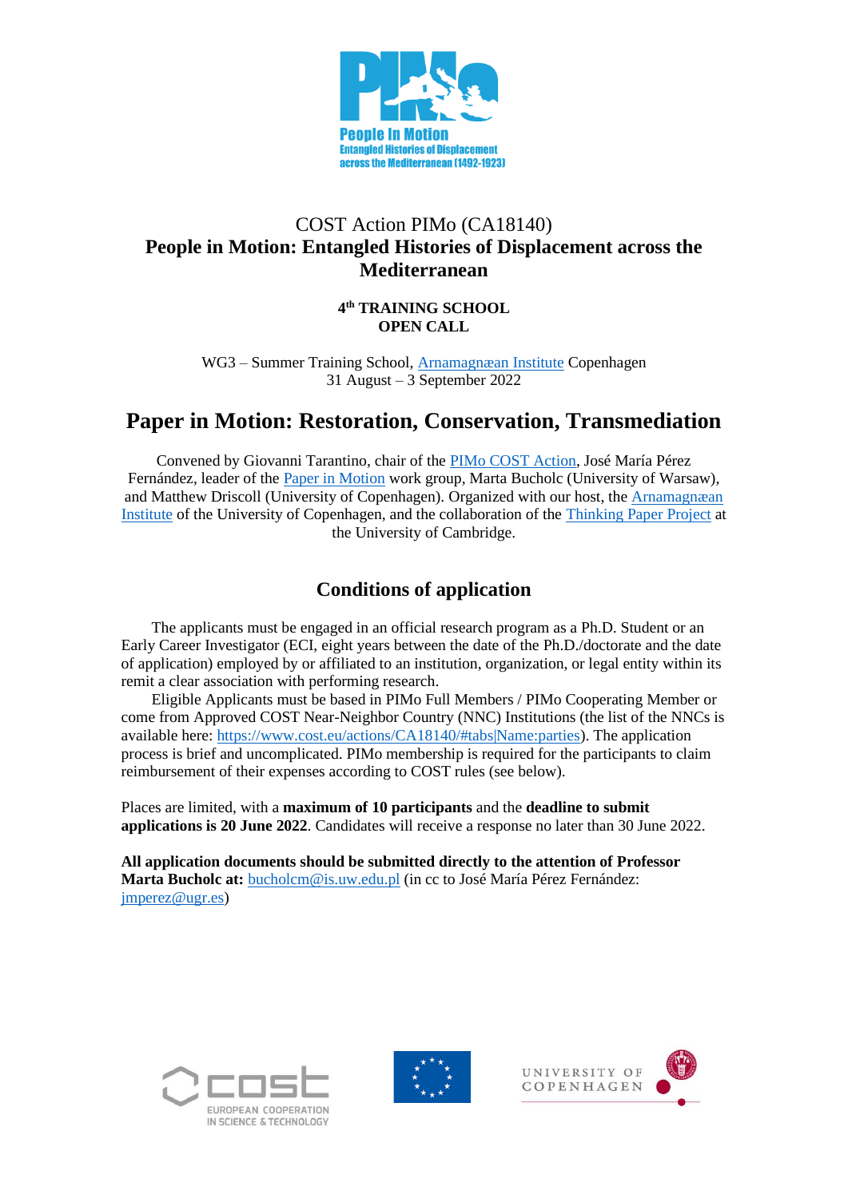People In Motion
Entangled Histories of Displacement across the Mediterranean (1492-1923)

COST Action PIMo (CA18140)

**People in Motion: Entangled Histories of Displacement across the Mediterranean**

**4th TRAINING SCHOOL**
**OPEN CALL**

WG3 – Summer Training School, Arnamagnæan Institute Copenhagen
31 August – 3 September 2022

# Paper in Motion: Restoration, Conservation, Transmediation

Convened by Giovanni Tarantino, chair of the PIMo COST Action, José María Pérez Fernández, leader of the Paper in Motion work group, Marta Bucholc (University of Warsaw), and Matthew Driscoll (University of Copenhagen). Organized with our host, the Arnamagnæan Institute of the University of Copenhagen, and the collaboration of the Thinking Paper Project at the University of Cambridge.

## Conditions of application

The applicants must be engaged in an official research program as a Ph.D. Student or an Early Career Investigator (ECI, eight years between the date of the Ph.D./doctorate and the date of application) employed by or affiliated to an institution, organization, or legal entity within its remit a clear association with performing research.

Eligible Applicants must be based in PIMo Full Members / PIMo Cooperating Member or come from Approved COST Near-Neighbor Country (NNC) Institutions (the list of the NNCs is available here: https://www.cost.eu/actions/CA18140/#tabs|Name:parties). The application process is brief and uncomplicated. PIMo membership is required for the participants to claim reimbursement of their expenses according to COST rules (see below).

Places are limited, with a **maximum of 10 participants** and the **deadline to submit applications is 20 June 2022**. Candidates will receive a response no later than 30 June 2022.

**All application documents should be submitted directly to the attention of Professor Marta Bucholc at:** bucholcm@is.uw.edu.pl (in cc to José María Pérez Fernández: jmperez@ugr.es)

COST EUROPEAN COOPERATION IN SCIENCE & TECHNOLOGY

UNIVERSITY OF COPENHAGEN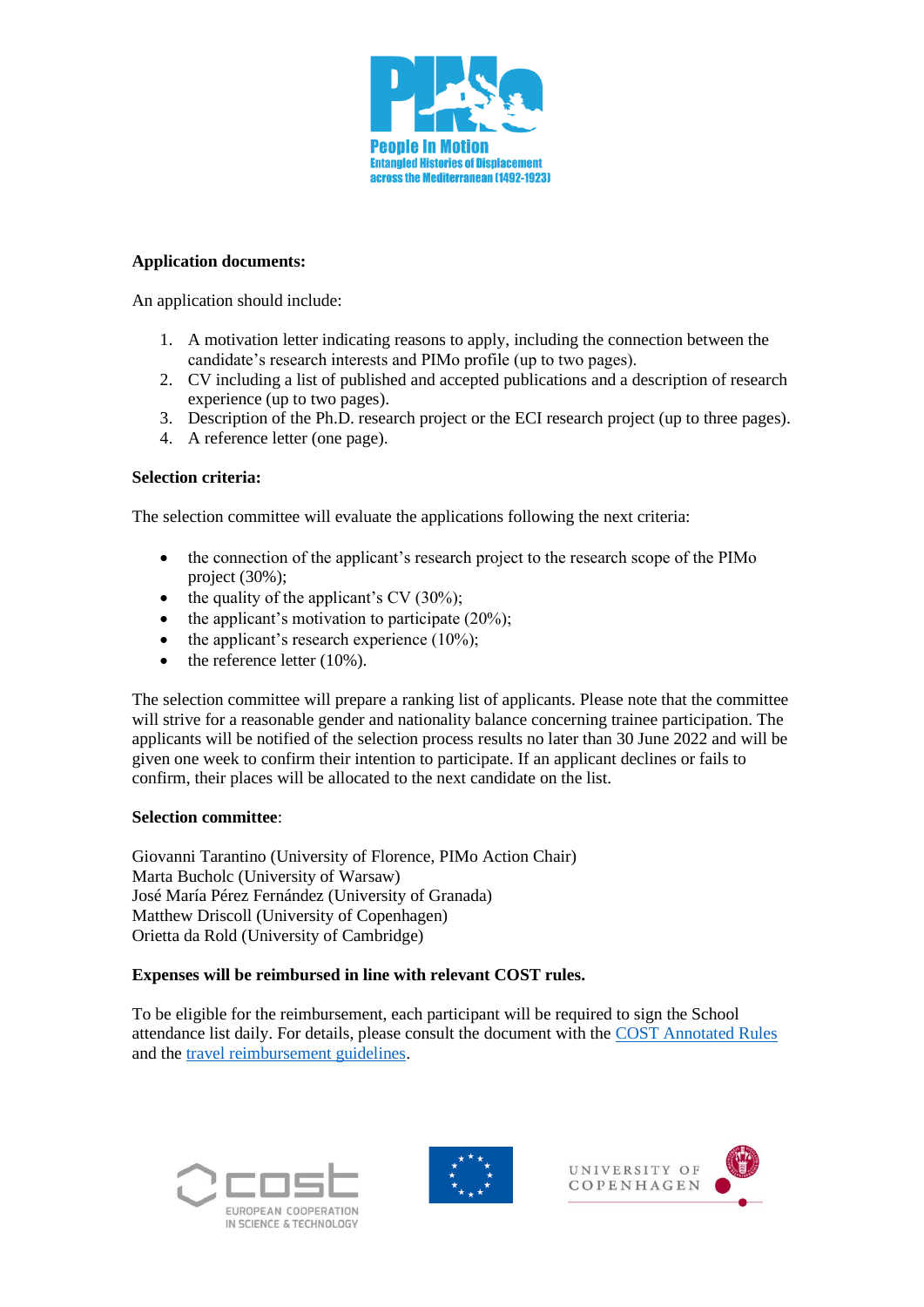**Application documents:**

An application should include:

1. A motivation letter indicating reasons to apply, including the connection between the candidate's research interests and PIMo profile (up to two pages).
2. CV including a list of published and accepted publications and a description of research experience (up to two pages).
3. Description of the Ph.D. research project or the ECI research project (up to three pages).
4. A reference letter (one page).

**Selection criteria:**

The selection committee will evaluate the applications following the next criteria:

- the connection of the applicant's research project to the research scope of the PIMo project (30%);
- the quality of the applicant's CV (30%);
- the applicant's motivation to participate (20%);
- the applicant's research experience (10%);
- the reference letter (10%).

The selection committee will prepare a ranking list of applicants. Please note that the committee will strive for a reasonable gender and nationality balance concerning trainee participation. The applicants will be notified of the selection process results no later than 30 June 2022 and will be given one week to confirm their intention to participate. If an applicant declines or fails to confirm, their places will be allocated to the next candidate on the list.

**Selection committee**:

Giovanni Tarantino (University of Florence, PIMo Action Chair)
Marta Bucholc (University of Warsaw)
José María Pérez Fernández (University of Granada)
Matthew Driscoll (University of Copenhagen)
Orietta da Rold (University of Cambridge)

**Expenses will be reimbursed in line with relevant COST rules.**

To be eligible for the reimbursement, each participant will be required to sign the School attendance list daily. For details, please consult the document with the COST Annotated Rules and the travel reimbursement guidelines.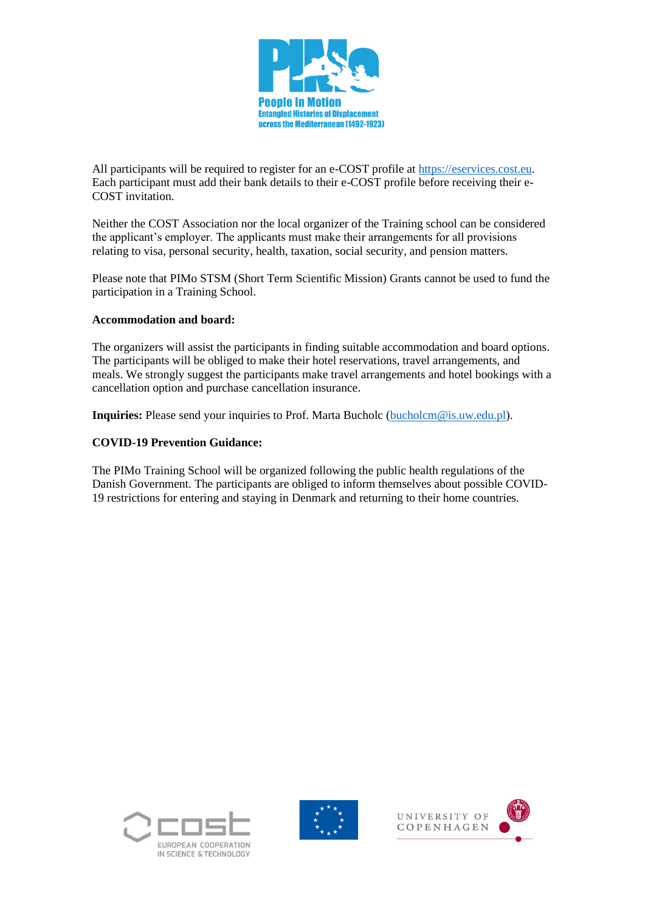All participants will be required to register for an e-COST profile at https://eservices.cost.eu. Each participant must add their bank details to their e-COST profile before receiving their e-COST invitation.

Neither the COST Association nor the local organizer of the Training school can be considered the applicant's employer. The applicants must make their arrangements for all provisions relating to visa, personal security, health, taxation, social security, and pension matters.

Please note that PIMo STSM (Short Term Scientific Mission) Grants cannot be used to fund the participation in a Training School.

**Accommodation and board:**

The organizers will assist the participants in finding suitable accommodation and board options. The participants will be obliged to make their hotel reservations, travel arrangements, and meals. We strongly suggest the participants make travel arrangements and hotel bookings with a cancellation option and purchase cancellation insurance.

**Inquiries:** Please send your inquiries to Prof. Marta Bucholc (bucholcm@is.uw.edu.pl).

**COVID-19 Prevention Guidance:**

The PIMo Training School will be organized following the public health regulations of the Danish Government. The participants are obliged to inform themselves about possible COVID-19 restrictions for entering and staying in Denmark and returning to their home countries.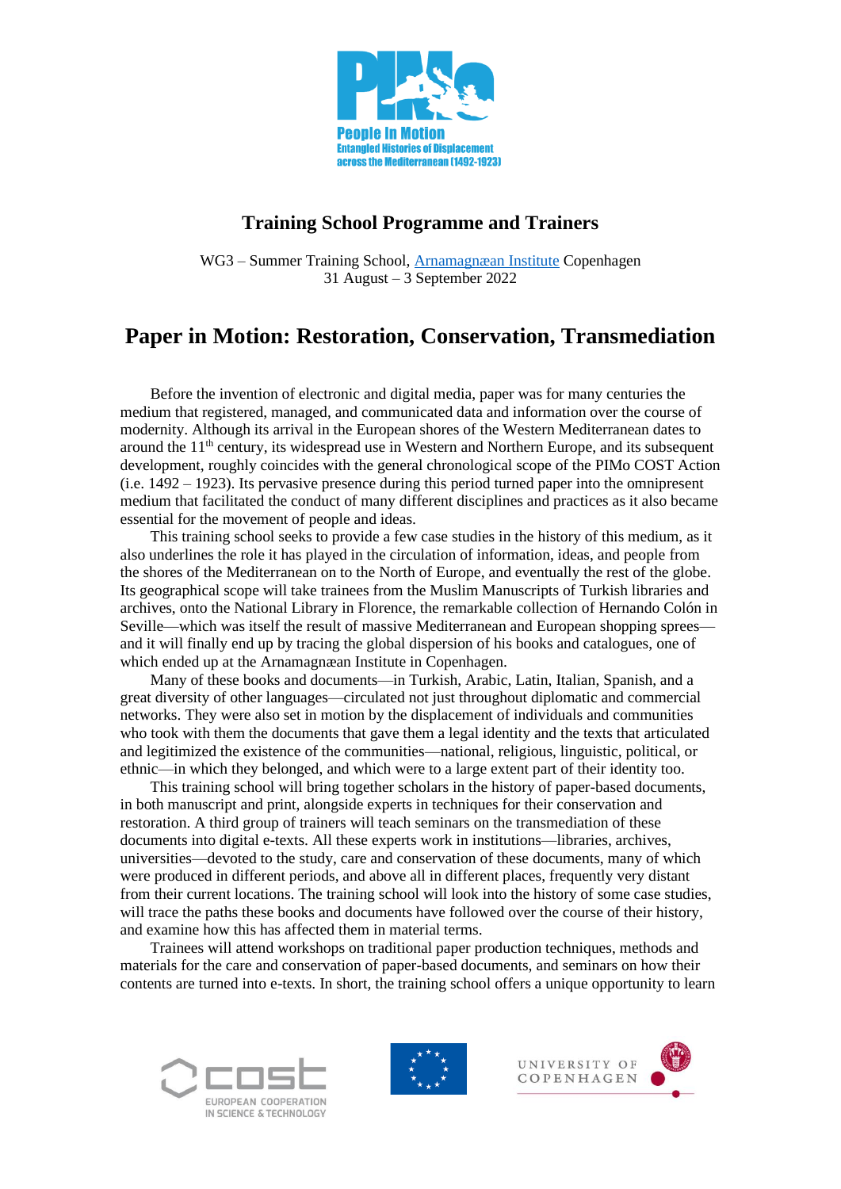## Training School Programme and Trainers

WG3 – Summer Training School, [Arnamagnæan Institute](Arnamagnæan Institute) Copenhagen
31 August – 3 September 2022

# Paper in Motion: Restoration, Conservation, Transmediation

Before the invention of electronic and digital media, paper was for many centuries the medium that registered, managed, and communicated data and information over the course of modernity. Although its arrival in the European shores of the Western Mediterranean dates to around the 11th century, its widespread use in Western and Northern Europe, and its subsequent development, roughly coincides with the general chronological scope of the PIMo COST Action (i.e. 1492 – 1923). Its pervasive presence during this period turned paper into the omnipresent medium that facilitated the conduct of many different disciplines and practices as it also became essential for the movement of people and ideas.

This training school seeks to provide a few case studies in the history of this medium, as it also underlines the role it has played in the circulation of information, ideas, and people from the shores of the Mediterranean on to the North of Europe, and eventually the rest of the globe. Its geographical scope will take trainees from the Muslim Manuscripts of Turkish libraries and archives, onto the National Library in Florence, the remarkable collection of Hernando Colón in Seville—which was itself the result of massive Mediterranean and European shopping sprees—and it will finally end up by tracing the global dispersion of his books and catalogues, one of which ended up at the Arnamagnæan Institute in Copenhagen.

Many of these books and documents—in Turkish, Arabic, Latin, Italian, Spanish, and a great diversity of other languages—circulated not just throughout diplomatic and commercial networks. They were also set in motion by the displacement of individuals and communities who took with them the documents that gave them a legal identity and the texts that articulated and legitimized the existence of the communities—national, religious, linguistic, political, or ethnic—in which they belonged, and which were to a large extent part of their identity too.

This training school will bring together scholars in the history of paper-based documents, in both manuscript and print, alongside experts in techniques for their conservation and restoration. A third group of trainers will teach seminars on the transmediation of these documents into digital e-texts. All these experts work in institutions—libraries, archives, universities—devoted to the study, care and conservation of these documents, many of which were produced in different periods, and above all in different places, frequently very distant from their current locations. The training school will look into the history of some case studies, will trace the paths these books and documents have followed over the course of their history, and examine how this has affected them in material terms.

Trainees will attend workshops on traditional paper production techniques, methods and materials for the care and conservation of paper-based documents, and seminars on how their contents are turned into e-texts. In short, the training school offers a unique opportunity to learn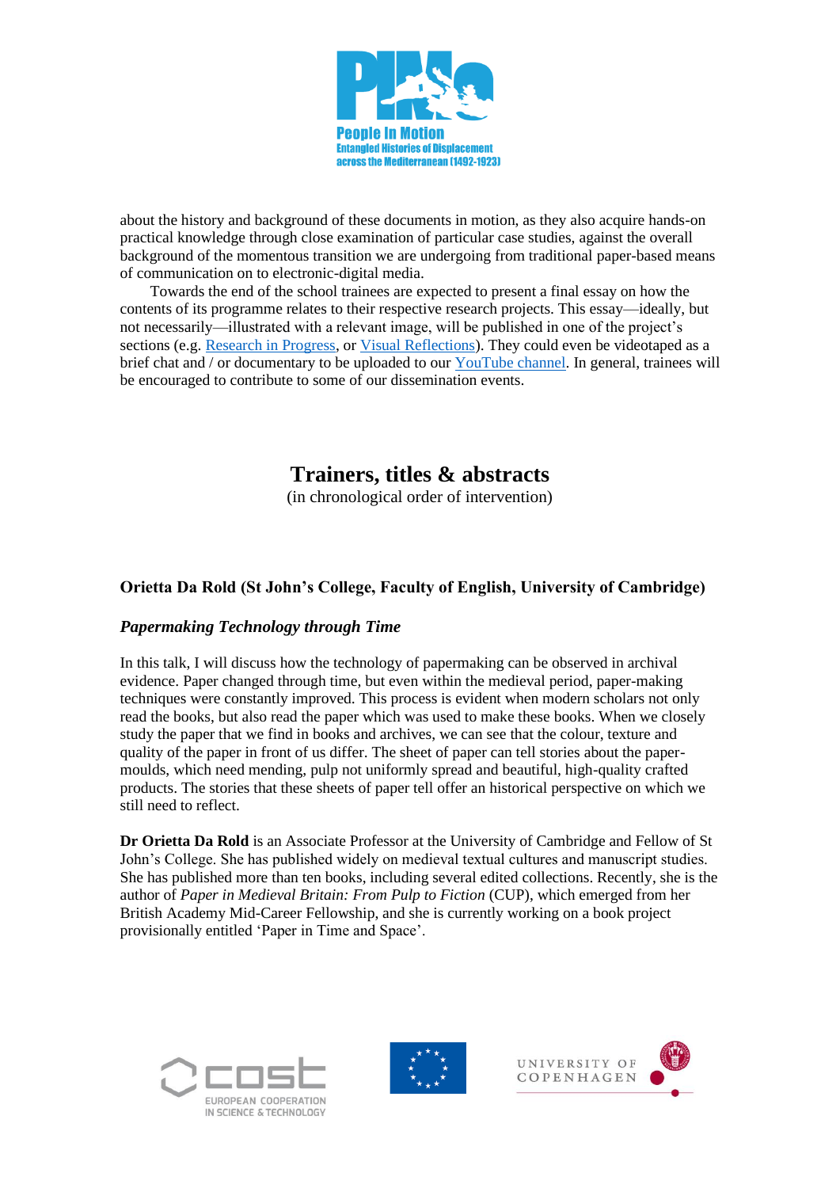about the history and background of these documents in motion, as they also acquire hands-on practical knowledge through close examination of particular case studies, against the overall background of the momentous transition we are undergoing from traditional paper-based means of communication on to electronic-digital media.

Towards the end of the school trainees are expected to present a final essay on how the contents of its programme relates to their respective research projects. This essay—ideally, but not necessarily—illustrated with a relevant image, will be published in one of the project's sections (e.g. Research in Progress, or Visual Reflections). They could even be videotaped as a brief chat and / or documentary to be uploaded to our YouTube channel. In general, trainees will be encouraged to contribute to some of our dissemination events.

## Trainers, titles & abstracts

(in chronological order of intervention)

### Orietta Da Rold (St John's College, Faculty of English, University of Cambridge)

#### *Papermaking Technology through Time*

In this talk, I will discuss how the technology of papermaking can be observed in archival evidence. Paper changed through time, but even within the medieval period, paper-making techniques were constantly improved. This process is evident when modern scholars not only read the books, but also read the paper which was used to make these books. When we closely study the paper that we find in books and archives, we can see that the colour, texture and quality of the paper in front of us differ. The sheet of paper can tell stories about the paper-moulds, which need mending, pulp not uniformly spread and beautiful, high-quality crafted products. The stories that these sheets of paper tell offer an historical perspective on which we still need to reflect.

**Dr Orietta Da Rold** is an Associate Professor at the University of Cambridge and Fellow of St John's College. She has published widely on medieval textual cultures and manuscript studies. She has published more than ten books, including several edited collections. Recently, she is the author of *Paper in Medieval Britain: From Pulp to Fiction* (CUP), which emerged from her British Academy Mid-Career Fellowship, and she is currently working on a book project provisionally entitled 'Paper in Time and Space'.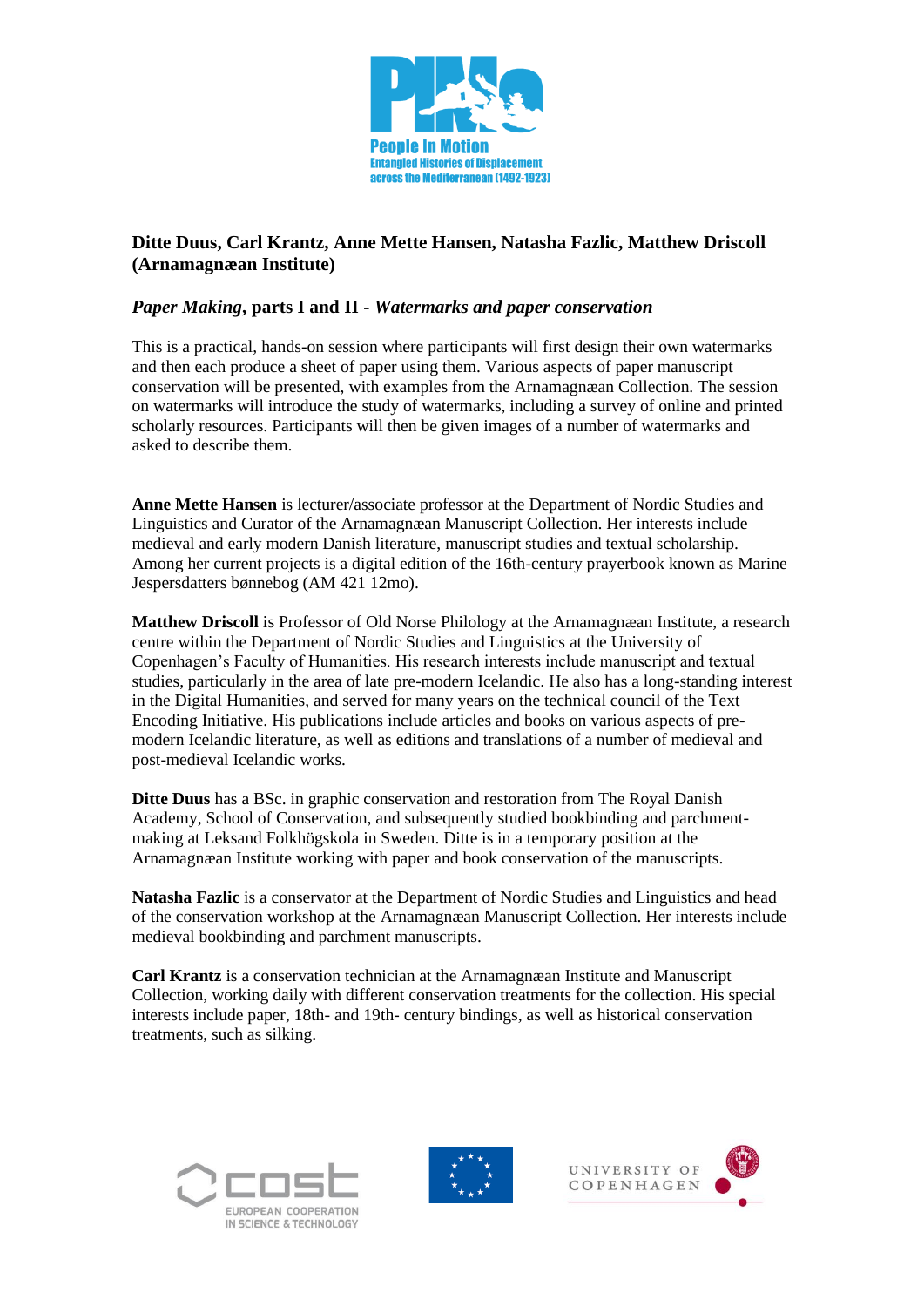**Ditte Duus, Carl Krantz, Anne Mette Hansen, Natasha Fazlic, Matthew Driscoll (Arnamagnæan Institute)**

***Paper Making*, parts I and II - *Watermarks and paper conservation***

This is a practical, hands-on session where participants will first design their own watermarks and then each produce a sheet of paper using them. Various aspects of paper manuscript conservation will be presented, with examples from the Arnamagnæan Collection. The session on watermarks will introduce the study of watermarks, including a survey of online and printed scholarly resources. Participants will then be given images of a number of watermarks and asked to describe them.

**Anne Mette Hansen** is lecturer/associate professor at the Department of Nordic Studies and Linguistics and Curator of the Arnamagnæan Manuscript Collection. Her interests include medieval and early modern Danish literature, manuscript studies and textual scholarship. Among her current projects is a digital edition of the 16th-century prayerbook known as Marine Jespersdatters bønnebog (AM 421 12mo).

**Matthew Driscoll** is Professor of Old Norse Philology at the Arnamagnæan Institute, a research centre within the Department of Nordic Studies and Linguistics at the University of Copenhagen's Faculty of Humanities. His research interests include manuscript and textual studies, particularly in the area of late pre-modern Icelandic. He also has a long-standing interest in the Digital Humanities, and served for many years on the technical council of the Text Encoding Initiative. His publications include articles and books on various aspects of pre-modern Icelandic literature, as well as editions and translations of a number of medieval and post-medieval Icelandic works.

**Ditte Duus** has a BSc. in graphic conservation and restoration from The Royal Danish Academy, School of Conservation, and subsequently studied bookbinding and parchment-making at Leksand Folkhögskola in Sweden. Ditte is in a temporary position at the Arnamagnæan Institute working with paper and book conservation of the manuscripts.

**Natasha Fazlic** is a conservator at the Department of Nordic Studies and Linguistics and head of the conservation workshop at the Arnamagnæan Manuscript Collection. Her interests include medieval bookbinding and parchment manuscripts.

**Carl Krantz** is a conservation technician at the Arnamagnæan Institute and Manuscript Collection, working daily with different conservation treatments for the collection. His special interests include paper, 18th- and 19th- century bindings, as well as historical conservation treatments, such as silking.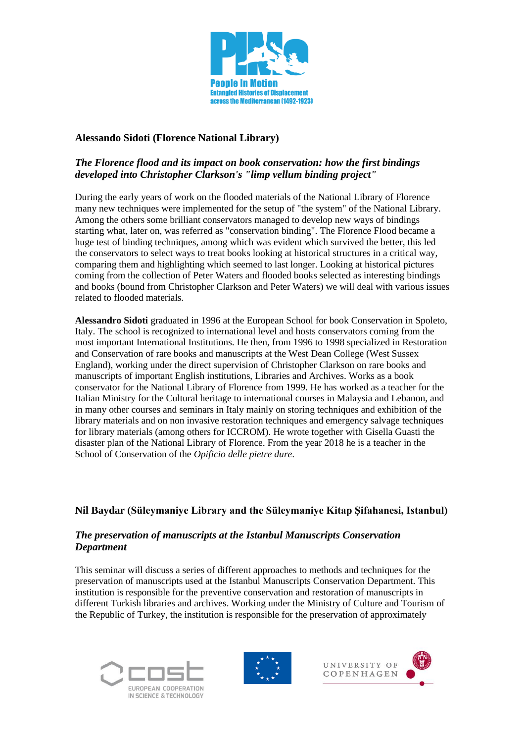### Alessando Sidoti (Florence National Library)

### *The Florence flood and its impact on book conservation: how the first bindings developed into Christopher Clarkson's "limp vellum binding project"*

During the early years of work on the flooded materials of the National Library of Florence many new techniques were implemented for the setup of "the system" of the National Library. Among the others some brilliant conservators managed to develop new ways of bindings starting what, later on, was referred as "conservation binding". The Florence Flood became a huge test of binding techniques, among which was evident which survived the better, this led the conservators to select ways to treat books looking at historical structures in a critical way, comparing them and highlighting which seemed to last longer. Looking at historical pictures coming from the collection of Peter Waters and flooded books selected as interesting bindings and books (bound from Christopher Clarkson and Peter Waters) we will deal with various issues related to flooded materials.

**Alessandro Sidoti** graduated in 1996 at the European School for book Conservation in Spoleto, Italy. The school is recognized to international level and hosts conservators coming from the most important International Institutions. He then, from 1996 to 1998 specialized in Restoration and Conservation of rare books and manuscripts at the West Dean College (West Sussex England), working under the direct supervision of Christopher Clarkson on rare books and manuscripts of important English institutions, Libraries and Archives. Works as a book conservator for the National Library of Florence from 1999. He has worked as a teacher for the Italian Ministry for the Cultural heritage to international courses in Malaysia and Lebanon, and in many other courses and seminars in Italy mainly on storing techniques and exhibition of the library materials and on non invasive restoration techniques and emergency salvage techniques for library materials (among others for ICCROM). He wrote together with Gisella Guasti the disaster plan of the National Library of Florence. From the year 2018 he is a teacher in the School of Conservation of the *Opificio delle pietre dure*.

### Nil Baydar (Süleymaniye Library and the Süleymaniye Kitap Şifahanesi, Istanbul)

### *The preservation of manuscripts at the Istanbul Manuscripts Conservation Department*

This seminar will discuss a series of different approaches to methods and techniques for the preservation of manuscripts used at the Istanbul Manuscripts Conservation Department. This institution is responsible for the preventive conservation and restoration of manuscripts in different Turkish libraries and archives. Working under the Ministry of Culture and Tourism of the Republic of Turkey, the institution is responsible for the preservation of approximately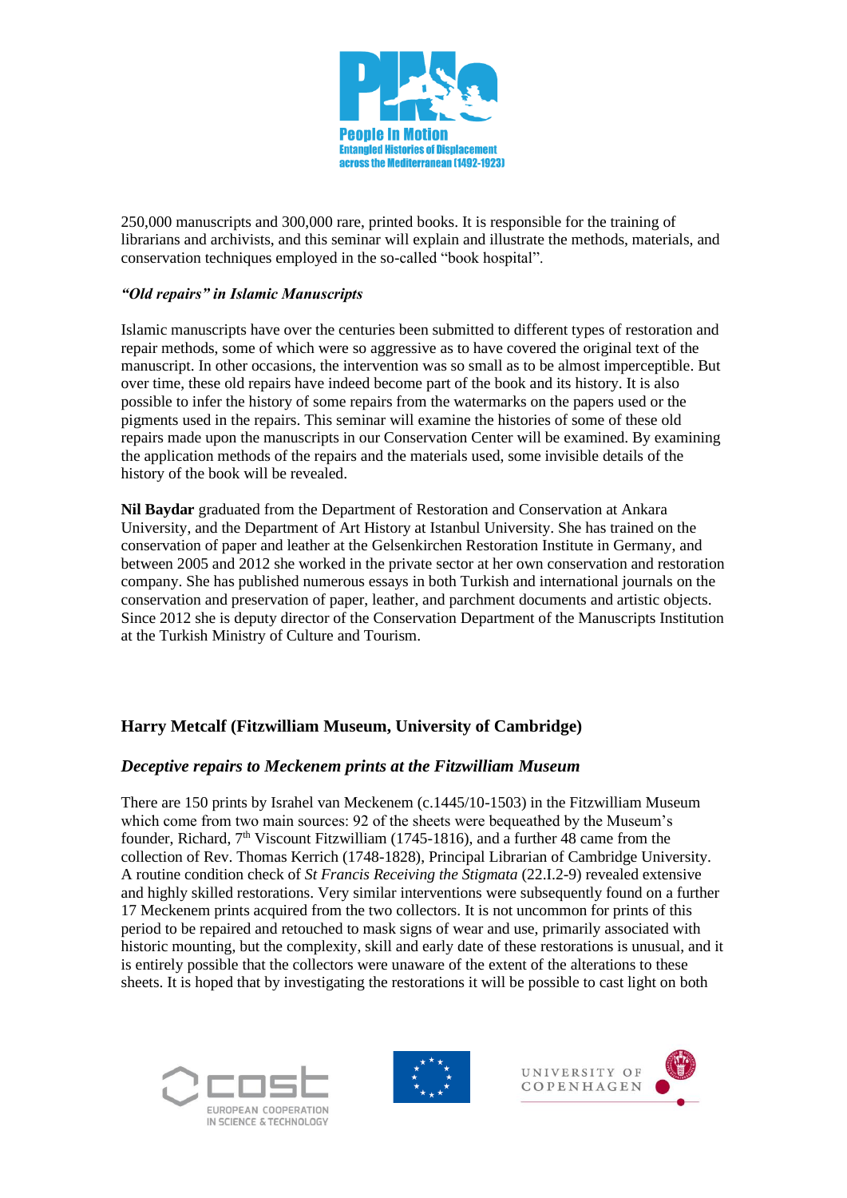250,000 manuscripts and 300,000 rare, printed books. It is responsible for the training of librarians and archivists, and this seminar will explain and illustrate the methods, materials, and conservation techniques employed in the so-called "book hospital".

### *"Old repairs" in Islamic Manuscripts*

Islamic manuscripts have over the centuries been submitted to different types of restoration and repair methods, some of which were so aggressive as to have covered the original text of the manuscript. In other occasions, the intervention was so small as to be almost imperceptible. But over time, these old repairs have indeed become part of the book and its history. It is also possible to infer the history of some repairs from the watermarks on the papers used or the pigments used in the repairs. This seminar will examine the histories of some of these old repairs made upon the manuscripts in our Conservation Center will be examined. By examining the application methods of the repairs and the materials used, some invisible details of the history of the book will be revealed.

**Nil Baydar** graduated from the Department of Restoration and Conservation at Ankara University, and the Department of Art History at Istanbul University. She has trained on the conservation of paper and leather at the Gelsenkirchen Restoration Institute in Germany, and between 2005 and 2012 she worked in the private sector at her own conservation and restoration company. She has published numerous essays in both Turkish and international journals on the conservation and preservation of paper, leather, and parchment documents and artistic objects. Since 2012 she is deputy director of the Conservation Department of the Manuscripts Institution at the Turkish Ministry of Culture and Tourism.

## Harry Metcalf (Fitzwilliam Museum, University of Cambridge)

### *Deceptive repairs to Meckenem prints at the Fitzwilliam Museum*

There are 150 prints by Israhel van Meckenem (c.1445/10-1503) in the Fitzwilliam Museum which come from two main sources: 92 of the sheets were bequeathed by the Museum's founder, Richard, 7th Viscount Fitzwilliam (1745-1816), and a further 48 came from the collection of Rev. Thomas Kerrich (1748-1828), Principal Librarian of Cambridge University. A routine condition check of *St Francis Receiving the Stigmata* (22.I.2-9) revealed extensive and highly skilled restorations. Very similar interventions were subsequently found on a further 17 Meckenem prints acquired from the two collectors. It is not uncommon for prints of this period to be repaired and retouched to mask signs of wear and use, primarily associated with historic mounting, but the complexity, skill and early date of these restorations is unusual, and it is entirely possible that the collectors were unaware of the extent of the alterations to these sheets. It is hoped that by investigating the restorations it will be possible to cast light on both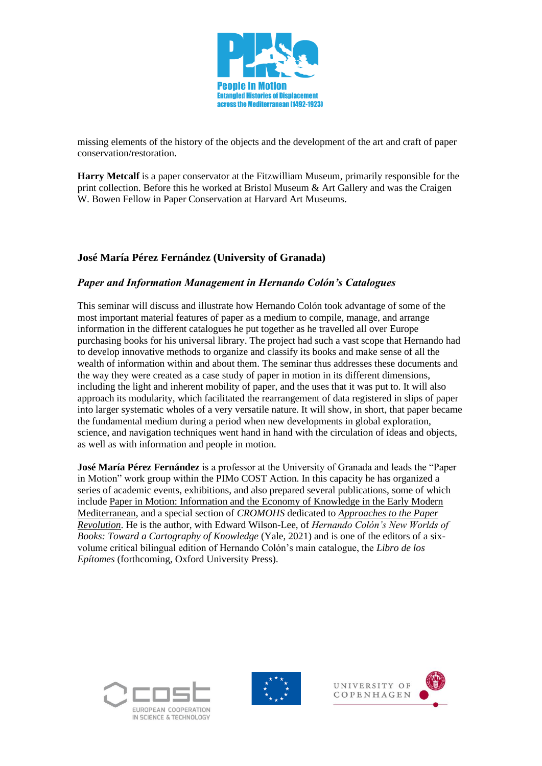missing elements of the history of the objects and the development of the art and craft of paper conservation/restoration.

**Harry Metcalf** is a paper conservator at the Fitzwilliam Museum, primarily responsible for the print collection. Before this he worked at Bristol Museum & Art Gallery and was the Craigen W. Bowen Fellow in Paper Conservation at Harvard Art Museums.

### José María Pérez Fernández (University of Granada)

#### *Paper and Information Management in Hernando Colón's Catalogues*

This seminar will discuss and illustrate how Hernando Colón took advantage of some of the most important material features of paper as a medium to compile, manage, and arrange information in the different catalogues he put together as he travelled all over Europe purchasing books for his universal library. The project had such a vast scope that Hernando had to develop innovative methods to organize and classify its books and make sense of all the wealth of information within and about them. The seminar thus addresses these documents and the way they were created as a case study of paper in motion in its different dimensions, including the light and inherent mobility of paper, and the uses that it was put to. It will also approach its modularity, which facilitated the rearrangement of data registered in slips of paper into larger systematic wholes of a very versatile nature. It will show, in short, that paper became the fundamental medium during a period when new developments in global exploration, science, and navigation techniques went hand in hand with the circulation of ideas and objects, as well as with information and people in motion.

**José María Pérez Fernández** is a professor at the University of Granada and leads the "Paper in Motion" work group within the PIMo COST Action. In this capacity he has organized a series of academic events, exhibitions, and also prepared several publications, some of which include Paper in Motion: Information and the Economy of Knowledge in the Early Modern Mediterranean, and a special section of *CROMOHS* dedicated to *Approaches to the Paper Revolution*. He is the author, with Edward Wilson-Lee, of *Hernando Colón's New Worlds of Books: Toward a Cartography of Knowledge* (Yale, 2021) and is one of the editors of a six-volume critical bilingual edition of Hernando Colón's main catalogue, the *Libro de los Epítomes* (forthcoming, Oxford University Press).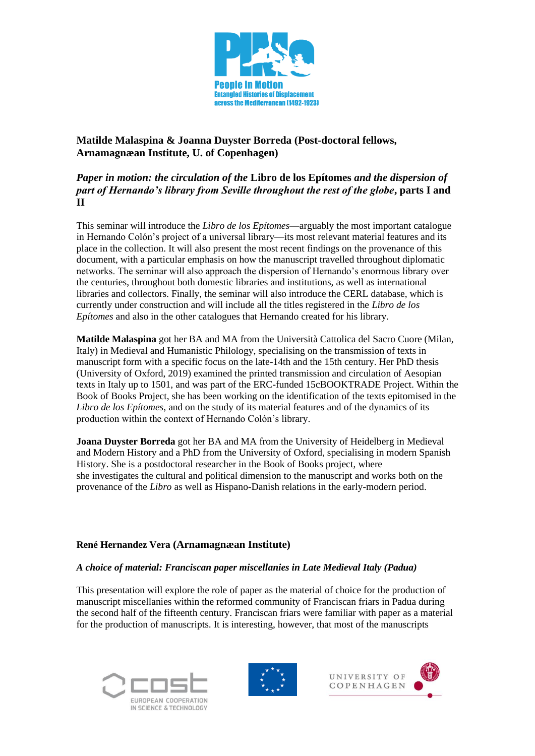**Matilde Malaspina & Joanna Duyster Borreda (Post-doctoral fellows, Arnamagnæan Institute, U. of Copenhagen)**

***Paper in motion: the circulation of the* Libro de los Epítomes *and the dispersion of part of Hernando's library from Seville throughout the rest of the globe*, parts I and II**

This seminar will introduce the *Libro de los Epítomes*—arguably the most important catalogue in Hernando Colón's project of a universal library—its most relevant material features and its place in the collection. It will also present the most recent findings on the provenance of this document, with a particular emphasis on how the manuscript travelled throughout diplomatic networks. The seminar will also approach the dispersion of Hernando's enormous library over the centuries, throughout both domestic libraries and institutions, as well as international libraries and collectors. Finally, the seminar will also introduce the CERL database, which is currently under construction and will include all the titles registered in the *Libro de los Epítomes* and also in the other catalogues that Hernando created for his library.

**Matilde Malaspina** got her BA and MA from the Università Cattolica del Sacro Cuore (Milan, Italy) in Medieval and Humanistic Philology, specialising on the transmission of texts in manuscript form with a specific focus on the late-14th and the 15th century. Her PhD thesis (University of Oxford, 2019) examined the printed transmission and circulation of Aesopian texts in Italy up to 1501, and was part of the ERC-funded 15cBOOKTRADE Project. Within the Book of Books Project, she has been working on the identification of the texts epitomised in the *Libro de los Epítomes*, and on the study of its material features and of the dynamics of its production within the context of Hernando Colón's library.

**Joana Duyster Borreda** got her BA and MA from the University of Heidelberg in Medieval and Modern History and a PhD from the University of Oxford, specialising in modern Spanish History. She is a postdoctoral researcher in the Book of Books project, where she investigates the cultural and political dimension to the manuscript and works both on the provenance of the *Libro* as well as Hispano-Danish relations in the early-modern period.

**René Hernandez Vera (Arnamagnæan Institute)**

***A choice of material: Franciscan paper miscellanies in Late Medieval Italy (Padua)***

This presentation will explore the role of paper as the material of choice for the production of manuscript miscellanies within the reformed community of Franciscan friars in Padua during the second half of the fifteenth century. Franciscan friars were familiar with paper as a material for the production of manuscripts. It is interesting, however, that most of the manuscripts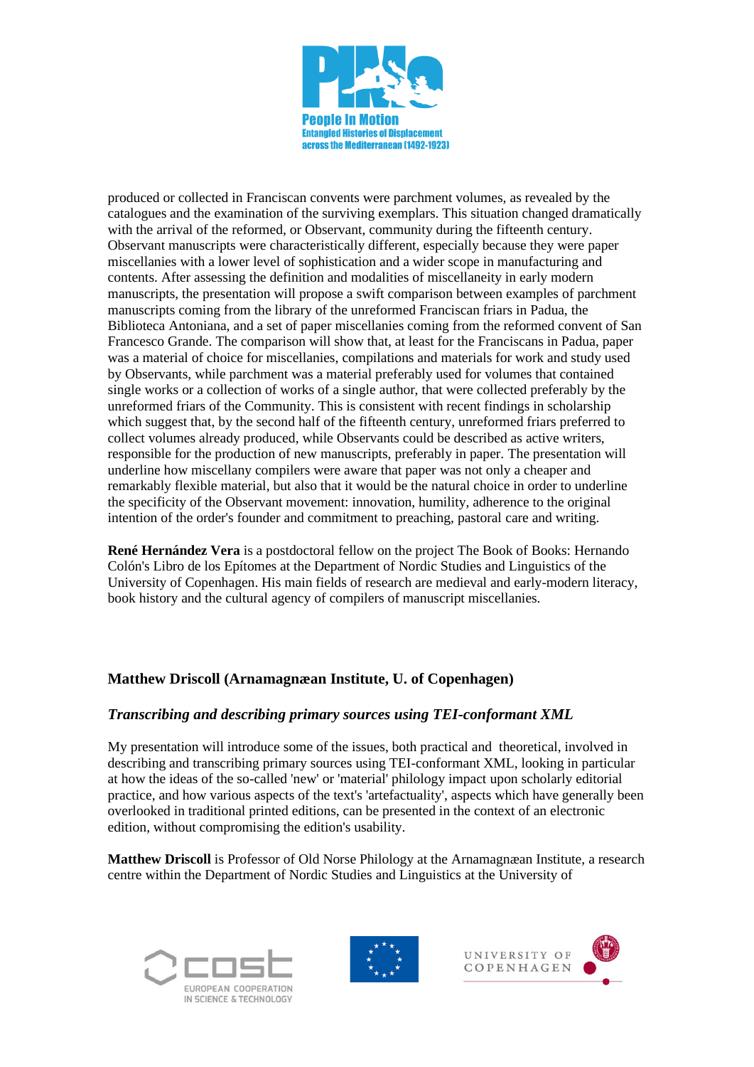produced or collected in Franciscan convents were parchment volumes, as revealed by the catalogues and the examination of the surviving exemplars. This situation changed dramatically with the arrival of the reformed, or Observant, community during the fifteenth century. Observant manuscripts were characteristically different, especially because they were paper miscellanies with a lower level of sophistication and a wider scope in manufacturing and contents. After assessing the definition and modalities of miscellaneity in early modern manuscripts, the presentation will propose a swift comparison between examples of parchment manuscripts coming from the library of the unreformed Franciscan friars in Padua, the Biblioteca Antoniana, and a set of paper miscellanies coming from the reformed convent of San Francesco Grande. The comparison will show that, at least for the Franciscans in Padua, paper was a material of choice for miscellanies, compilations and materials for work and study used by Observants, while parchment was a material preferably used for volumes that contained single works or a collection of works of a single author, that were collected preferably by the unreformed friars of the Community. This is consistent with recent findings in scholarship which suggest that, by the second half of the fifteenth century, unreformed friars preferred to collect volumes already produced, while Observants could be described as active writers, responsible for the production of new manuscripts, preferably in paper. The presentation will underline how miscellany compilers were aware that paper was not only a cheaper and remarkably flexible material, but also that it would be the natural choice in order to underline the specificity of the Observant movement: innovation, humility, adherence to the original intention of the order's founder and commitment to preaching, pastoral care and writing.

**René Hernández Vera** is a postdoctoral fellow on the project The Book of Books: Hernando Colón's Libro de los Epítomes at the Department of Nordic Studies and Linguistics of the University of Copenhagen. His main fields of research are medieval and early-modern literacy, book history and the cultural agency of compilers of manuscript miscellanies.

### Matthew Driscoll (Arnamagnæan Institute, U. of Copenhagen)

***Transcribing and describing primary sources using TEI-conformant XML***

My presentation will introduce some of the issues, both practical and theoretical, involved in describing and transcribing primary sources using TEI-conformant XML, looking in particular at how the ideas of the so-called 'new' or 'material' philology impact upon scholarly editorial practice, and how various aspects of the text's 'artefactuality', aspects which have generally been overlooked in traditional printed editions, can be presented in the context of an electronic edition, without compromising the edition's usability.

**Matthew Driscoll** is Professor of Old Norse Philology at the Arnamagnæan Institute, a research centre within the Department of Nordic Studies and Linguistics at the University of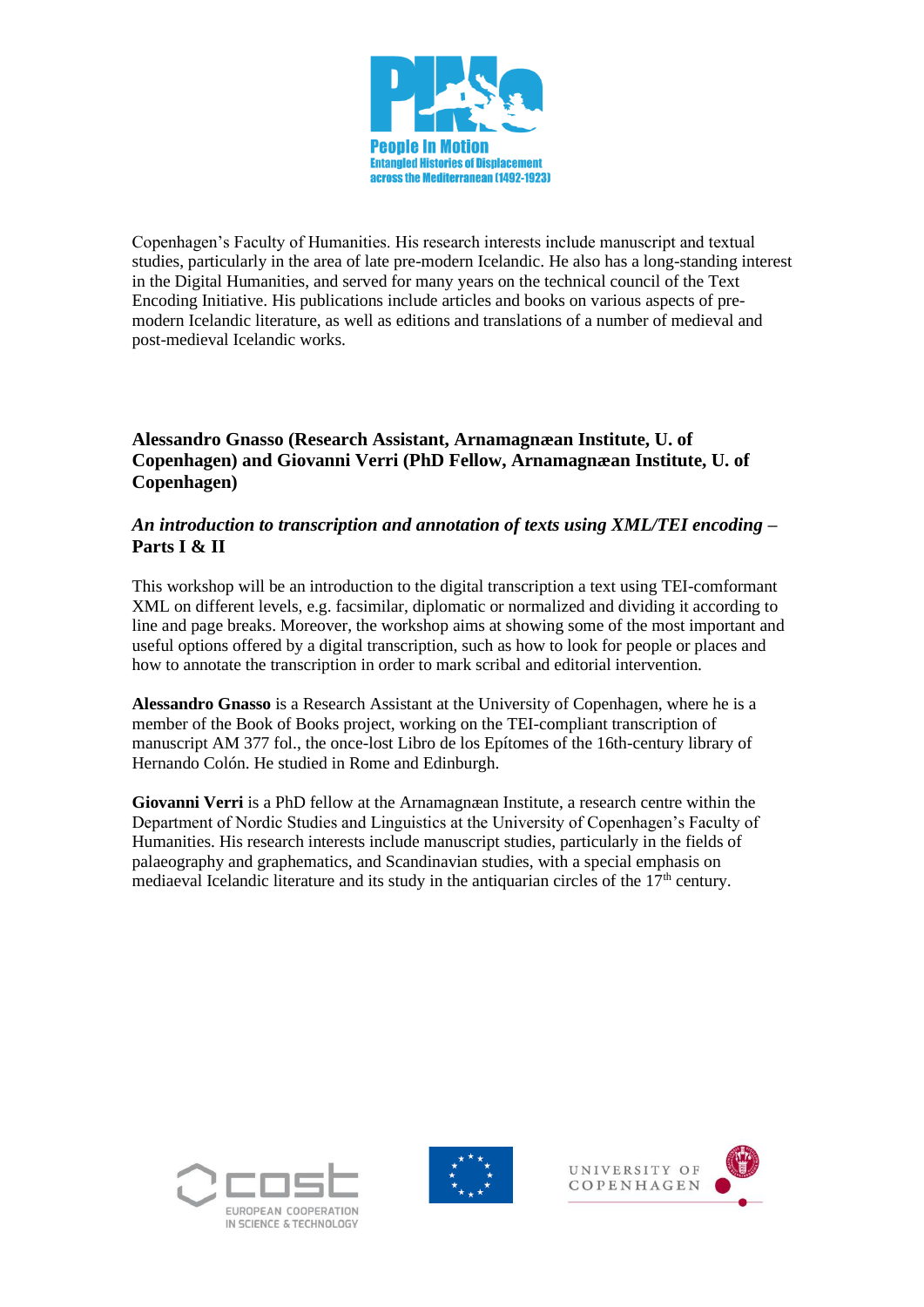Copenhagen's Faculty of Humanities. His research interests include manuscript and textual studies, particularly in the area of late pre-modern Icelandic. He also has a long-standing interest in the Digital Humanities, and served for many years on the technical council of the Text Encoding Initiative. His publications include articles and books on various aspects of pre-modern Icelandic literature, as well as editions and translations of a number of medieval and post-medieval Icelandic works.

**Alessandro Gnasso (Research Assistant, Arnamagnæan Institute, U. of Copenhagen) and Giovanni Verri (PhD Fellow, Arnamagnæan Institute, U. of Copenhagen)**

***An introduction to transcription and annotation of texts using XML/TEI encoding* – Parts I & II**

This workshop will be an introduction to the digital transcription a text using TEI-comformant XML on different levels, e.g. facsimilar, diplomatic or normalized and dividing it according to line and page breaks. Moreover, the workshop aims at showing some of the most important and useful options offered by a digital transcription, such as how to look for people or places and how to annotate the transcription in order to mark scribal and editorial intervention.

**Alessandro Gnasso** is a Research Assistant at the University of Copenhagen, where he is a member of the Book of Books project, working on the TEI-compliant transcription of manuscript AM 377 fol., the once-lost Libro de los Epítomes of the 16th-century library of Hernando Colón. He studied in Rome and Edinburgh.

**Giovanni Verri** is a PhD fellow at the Arnamagnæan Institute, a research centre within the Department of Nordic Studies and Linguistics at the University of Copenhagen's Faculty of Humanities. His research interests include manuscript studies, particularly in the fields of palaeography and graphematics, and Scandinavian studies, with a special emphasis on mediaeval Icelandic literature and its study in the antiquarian circles of the 17th century.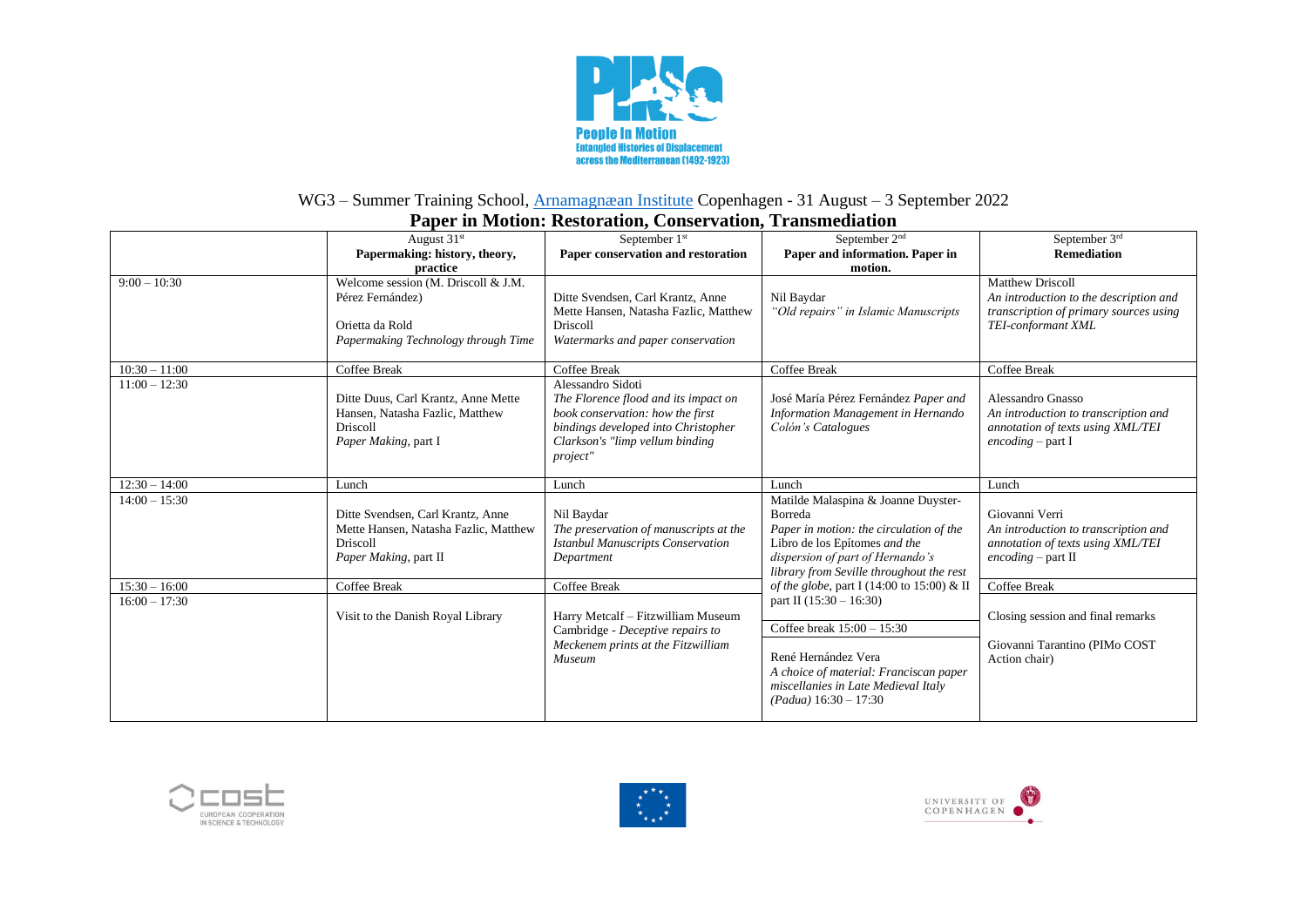WG3 – Summer Training School, Arnamagnæan Institute Copenhagen - 31 August – 3 September 2022

# Paper in Motion: Restoration, Conservation, Transmediation

| | August 31st **Papermaking: history, theory, practice** | September 1st **Paper conservation and restoration** | September 2nd **Paper and information. Paper in motion.** | September 3rd **Remediation** |
|---|---|---|---|---|
| 9:00 – 10:30 | Welcome session (M. Driscoll & J.M. Pérez Fernández)<br><br>Orietta da Rold<br>*Papermaking Technology through Time* | Ditte Svendsen, Carl Krantz, Anne Mette Hansen, Natasha Fazlic, Matthew Driscoll<br>*Watermarks and paper conservation* | Nil Baydar<br>*"Old repairs" in Islamic Manuscripts* | Matthew Driscoll<br>*An introduction to the description and transcription of primary sources using TEI-conformant XML* |
| 10:30 – 11:00 | Coffee Break | Coffee Break | Coffee Break | Coffee Break |
| 11:00 – 12:30 | Ditte Duus, Carl Krantz, Anne Mette Hansen, Natasha Fazlic, Matthew Driscoll<br>*Paper Making*, part I | Alessandro Sidoti<br>*The Florence flood and its impact on book conservation: how the first bindings developed into Christopher Clarkson's "limp vellum binding project"* | José María Pérez Fernández *Paper and Information Management in Hernando Colón's Catalogues* | Alessandro Gnasso<br>*An introduction to transcription and annotation of texts using XML/TEI encoding* – part I |
| 12:30 – 14:00 | Lunch | Lunch | Lunch | Lunch |
| 14:00 – 15:30 | Ditte Svendsen, Carl Krantz, Anne Mette Hansen, Natasha Fazlic, Matthew Driscoll<br>*Paper Making*, part II | Nil Baydar<br>*The preservation of manuscripts at the Istanbul Manuscripts Conservation Department* | Matilde Malaspina & Joanne Duyster-Borreda<br>*Paper in motion: the circulation of the* Libro de los Epítomes *and the dispersion of part of Hernando's library from Seville throughout the rest of the globe*, part I (14:00 to 15:00) & II part II (15:30 – 16:30) | Giovanni Verri<br>*An introduction to transcription and annotation of texts using XML/TEI encoding* – part II |
| 15:30 – 16:00 | Coffee Break | Coffee Break | | Coffee Break |
| 16:00 – 17:30 | Visit to the Danish Royal Library | Harry Metcalf – Fitzwilliam Museum Cambridge - *Deceptive repairs to Meckenem prints at the Fitzwilliam Museum* | Coffee break 15:00 – 15:30<br><br>René Hernández Vera<br>*A choice of material: Franciscan paper miscellanies in Late Medieval Italy (Padua)* 16:30 – 17:30 | Closing session and final remarks<br><br>Giovanni Tarantino (PIMo COST Action chair) |